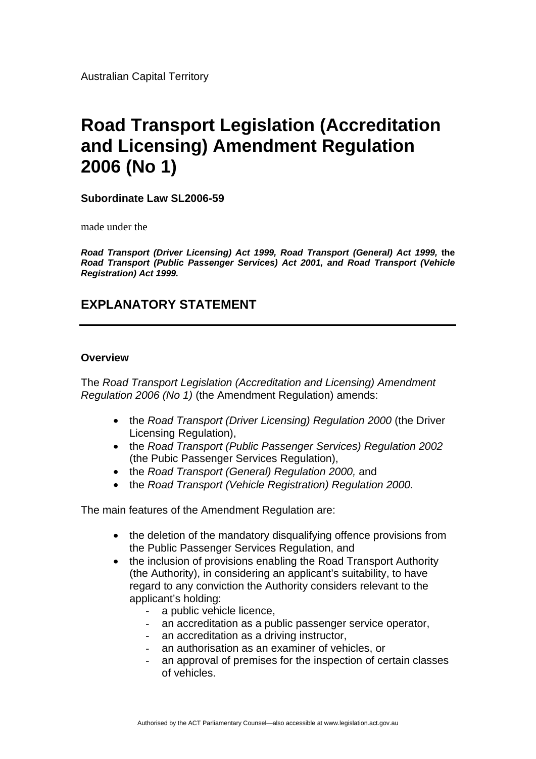Australian Capital Territory

# Road Transport Legislation (Accreditation and Licensing) Amendment Regulation 2006 (No 1)

**Subordinate Law SL2006-59**

made under the

***Road Transport (Driver Licensing) Act 1999, Road Transport (General) Act 1999,*** **the** ***Road Transport (Public Passenger Services) Act 2001, and Road Transport (Vehicle Registration) Act 1999.***

## EXPLANATORY STATEMENT

---

**Overview**

The *Road Transport Legislation (Accreditation and Licensing) Amendment Regulation 2006 (No 1)* (the Amendment Regulation) amends:

- the *Road Transport (Driver Licensing) Regulation 2000* (the Driver Licensing Regulation),
- the *Road Transport (Public Passenger Services) Regulation 2002* (the Pubic Passenger Services Regulation),
- the *Road Transport (General) Regulation 2000,* and
- the *Road Transport (Vehicle Registration) Regulation 2000.*

The main features of the Amendment Regulation are:

- the deletion of the mandatory disqualifying offence provisions from the Public Passenger Services Regulation, and
- the inclusion of provisions enabling the Road Transport Authority (the Authority), in considering an applicant's suitability, to have regard to any conviction the Authority considers relevant to the applicant's holding:
  - a public vehicle licence,
  - an accreditation as a public passenger service operator,
  - an accreditation as a driving instructor,
  - an authorisation as an examiner of vehicles, or
  - an approval of premises for the inspection of certain classes of vehicles.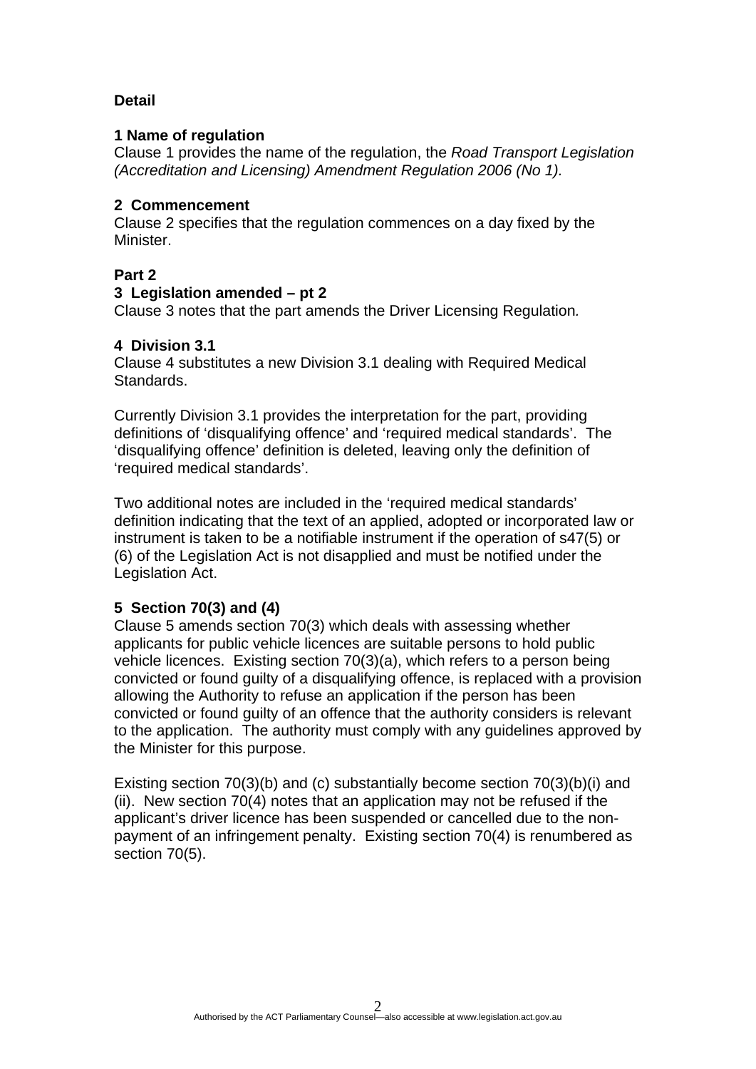**Detail**

**1 Name of regulation**

Clause 1 provides the name of the regulation, the *Road Transport Legislation (Accreditation and Licensing) Amendment Regulation 2006 (No 1).*

**2 Commencement**

Clause 2 specifies that the regulation commences on a day fixed by the Minister.

**Part 2**

**3 Legislation amended – pt 2**

Clause 3 notes that the part amends the Driver Licensing Regulation*.*

**4 Division 3.1**

Clause 4 substitutes a new Division 3.1 dealing with Required Medical Standards.

Currently Division 3.1 provides the interpretation for the part, providing definitions of 'disqualifying offence' and 'required medical standards'. The 'disqualifying offence' definition is deleted, leaving only the definition of 'required medical standards'.

Two additional notes are included in the 'required medical standards' definition indicating that the text of an applied, adopted or incorporated law or instrument is taken to be a notifiable instrument if the operation of s47(5) or (6) of the Legislation Act is not disapplied and must be notified under the Legislation Act.

**5 Section 70(3) and (4)**

Clause 5 amends section 70(3) which deals with assessing whether applicants for public vehicle licences are suitable persons to hold public vehicle licences. Existing section 70(3)(a), which refers to a person being convicted or found guilty of a disqualifying offence, is replaced with a provision allowing the Authority to refuse an application if the person has been convicted or found guilty of an offence that the authority considers is relevant to the application. The authority must comply with any guidelines approved by the Minister for this purpose.

Existing section 70(3)(b) and (c) substantially become section 70(3)(b)(i) and (ii). New section 70(4) notes that an application may not be refused if the applicant's driver licence has been suspended or cancelled due to the non-payment of an infringement penalty. Existing section 70(4) is renumbered as section 70(5).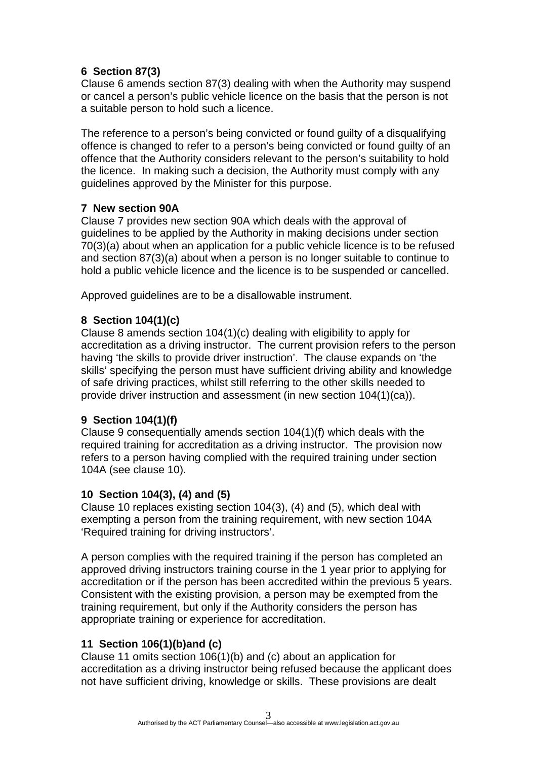### 6 Section 87(3)

Clause 6 amends section 87(3) dealing with when the Authority may suspend or cancel a person's public vehicle licence on the basis that the person is not a suitable person to hold such a licence.

The reference to a person's being convicted or found guilty of a disqualifying offence is changed to refer to a person's being convicted or found guilty of an offence that the Authority considers relevant to the person's suitability to hold the licence. In making such a decision, the Authority must comply with any guidelines approved by the Minister for this purpose.

### 7 New section 90A

Clause 7 provides new section 90A which deals with the approval of guidelines to be applied by the Authority in making decisions under section 70(3)(a) about when an application for a public vehicle licence is to be refused and section 87(3)(a) about when a person is no longer suitable to continue to hold a public vehicle licence and the licence is to be suspended or cancelled.

Approved guidelines are to be a disallowable instrument.

### 8 Section 104(1)(c)

Clause 8 amends section 104(1)(c) dealing with eligibility to apply for accreditation as a driving instructor. The current provision refers to the person having 'the skills to provide driver instruction'. The clause expands on 'the skills' specifying the person must have sufficient driving ability and knowledge of safe driving practices, whilst still referring to the other skills needed to provide driver instruction and assessment (in new section 104(1)(ca)).

### 9 Section 104(1)(f)

Clause 9 consequentially amends section 104(1)(f) which deals with the required training for accreditation as a driving instructor. The provision now refers to a person having complied with the required training under section 104A (see clause 10).

### 10 Section 104(3), (4) and (5)

Clause 10 replaces existing section 104(3), (4) and (5), which deal with exempting a person from the training requirement, with new section 104A 'Required training for driving instructors'.

A person complies with the required training if the person has completed an approved driving instructors training course in the 1 year prior to applying for accreditation or if the person has been accredited within the previous 5 years. Consistent with the existing provision, a person may be exempted from the training requirement, but only if the Authority considers the person has appropriate training or experience for accreditation.

### 11 Section 106(1)(b)and (c)

Clause 11 omits section 106(1)(b) and (c) about an application for accreditation as a driving instructor being refused because the applicant does not have sufficient driving, knowledge or skills. These provisions are dealt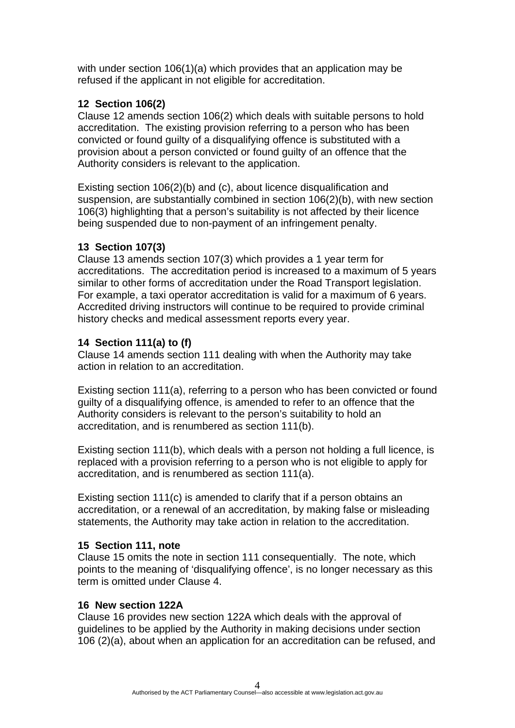with under section 106(1)(a) which provides that an application may be refused if the applicant in not eligible for accreditation.

**12 Section 106(2)**

Clause 12 amends section 106(2) which deals with suitable persons to hold accreditation. The existing provision referring to a person who has been convicted or found guilty of a disqualifying offence is substituted with a provision about a person convicted or found guilty of an offence that the Authority considers is relevant to the application.

Existing section 106(2)(b) and (c), about licence disqualification and suspension, are substantially combined in section 106(2)(b), with new section 106(3) highlighting that a person's suitability is not affected by their licence being suspended due to non-payment of an infringement penalty.

**13 Section 107(3)**

Clause 13 amends section 107(3) which provides a 1 year term for accreditations. The accreditation period is increased to a maximum of 5 years similar to other forms of accreditation under the Road Transport legislation. For example, a taxi operator accreditation is valid for a maximum of 6 years. Accredited driving instructors will continue to be required to provide criminal history checks and medical assessment reports every year.

**14 Section 111(a) to (f)**

Clause 14 amends section 111 dealing with when the Authority may take action in relation to an accreditation.

Existing section 111(a), referring to a person who has been convicted or found guilty of a disqualifying offence, is amended to refer to an offence that the Authority considers is relevant to the person's suitability to hold an accreditation, and is renumbered as section 111(b).

Existing section 111(b), which deals with a person not holding a full licence, is replaced with a provision referring to a person who is not eligible to apply for accreditation, and is renumbered as section 111(a).

Existing section 111(c) is amended to clarify that if a person obtains an accreditation, or a renewal of an accreditation, by making false or misleading statements, the Authority may take action in relation to the accreditation.

**15 Section 111, note**

Clause 15 omits the note in section 111 consequentially. The note, which points to the meaning of 'disqualifying offence', is no longer necessary as this term is omitted under Clause 4.

**16 New section 122A**

Clause 16 provides new section 122A which deals with the approval of guidelines to be applied by the Authority in making decisions under section 106 (2)(a), about when an application for an accreditation can be refused, and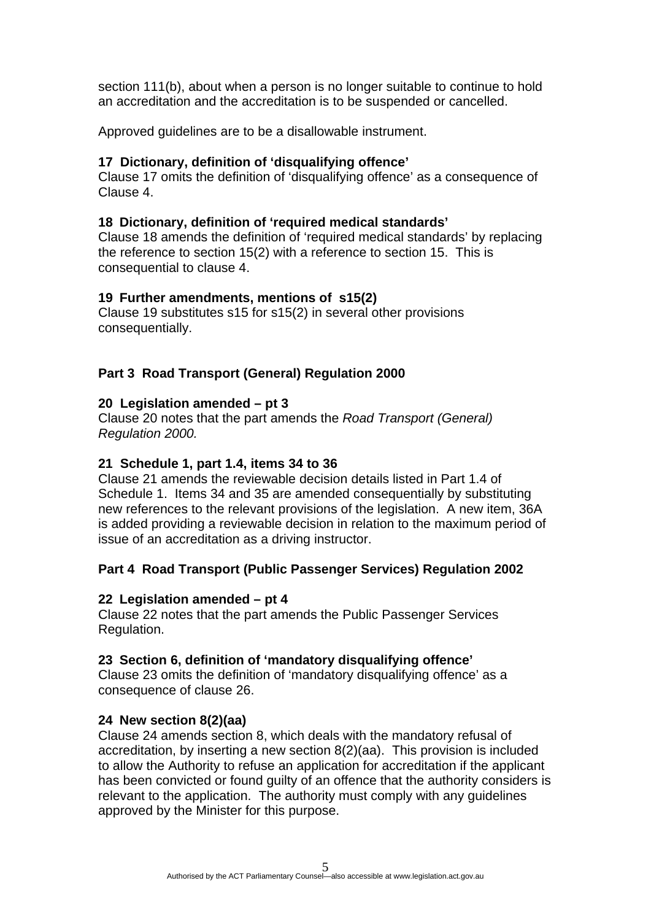section 111(b), about when a person is no longer suitable to continue to hold an accreditation and the accreditation is to be suspended or cancelled.

Approved guidelines are to be a disallowable instrument.

**17 Dictionary, definition of 'disqualifying offence'**
Clause 17 omits the definition of 'disqualifying offence' as a consequence of Clause 4.

**18 Dictionary, definition of 'required medical standards'**
Clause 18 amends the definition of 'required medical standards' by replacing the reference to section 15(2) with a reference to section 15. This is consequential to clause 4.

**19 Further amendments, mentions of s15(2)**
Clause 19 substitutes s15 for s15(2) in several other provisions consequentially.

## Part 3 Road Transport (General) Regulation 2000

**20 Legislation amended – pt 3**
Clause 20 notes that the part amends the *Road Transport (General) Regulation 2000.*

**21 Schedule 1, part 1.4, items 34 to 36**
Clause 21 amends the reviewable decision details listed in Part 1.4 of Schedule 1. Items 34 and 35 are amended consequentially by substituting new references to the relevant provisions of the legislation. A new item, 36A is added providing a reviewable decision in relation to the maximum period of issue of an accreditation as a driving instructor.

## Part 4 Road Transport (Public Passenger Services) Regulation 2002

**22 Legislation amended – pt 4**
Clause 22 notes that the part amends the Public Passenger Services Regulation.

**23 Section 6, definition of 'mandatory disqualifying offence'**
Clause 23 omits the definition of 'mandatory disqualifying offence' as a consequence of clause 26.

**24 New section 8(2)(aa)**
Clause 24 amends section 8, which deals with the mandatory refusal of accreditation, by inserting a new section 8(2)(aa). This provision is included to allow the Authority to refuse an application for accreditation if the applicant has been convicted or found guilty of an offence that the authority considers is relevant to the application. The authority must comply with any guidelines approved by the Minister for this purpose.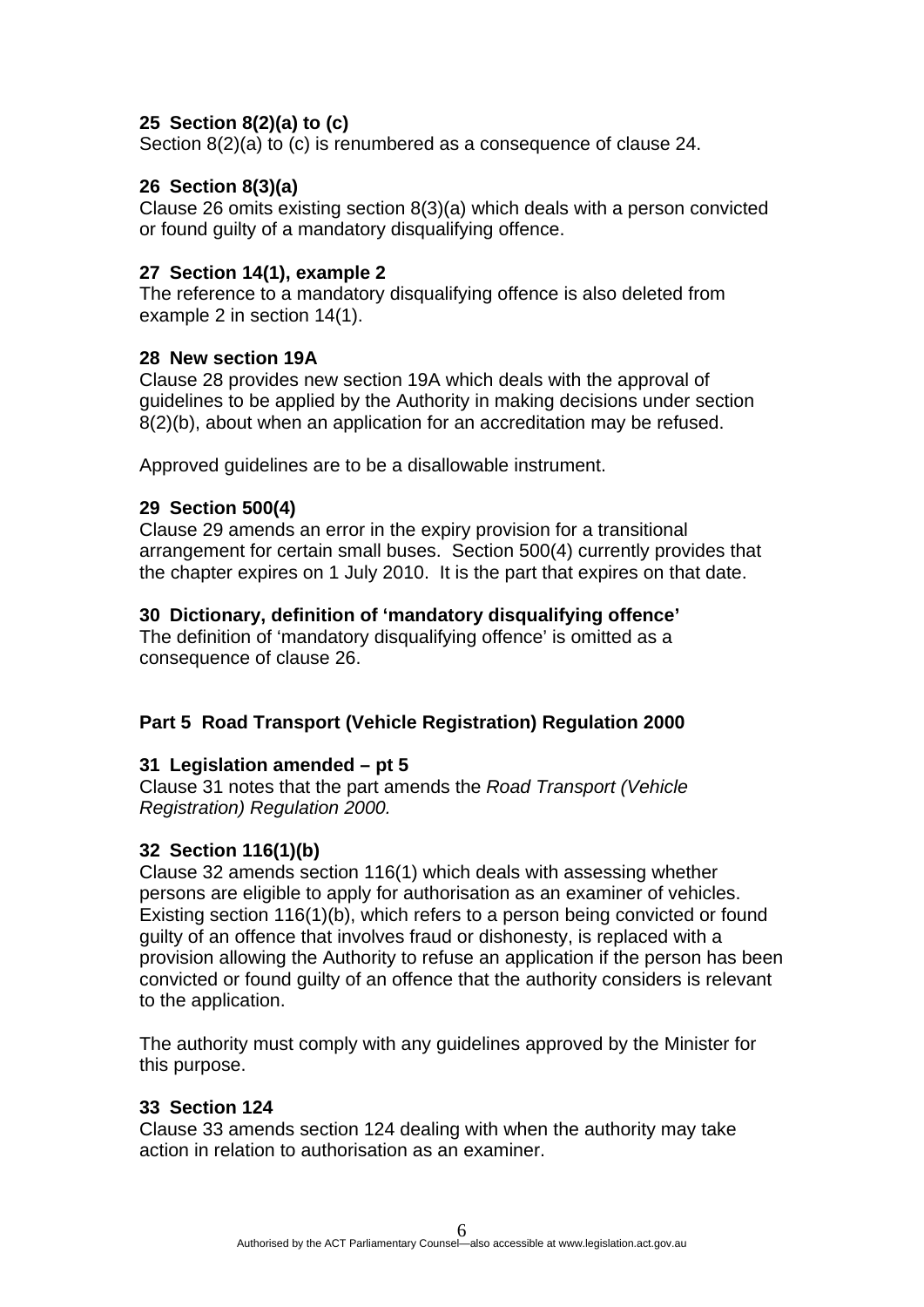**25 Section 8(2)(a) to (c)**

Section 8(2)(a) to (c) is renumbered as a consequence of clause 24.

**26 Section 8(3)(a)**

Clause 26 omits existing section 8(3)(a) which deals with a person convicted or found guilty of a mandatory disqualifying offence.

**27 Section 14(1), example 2**

The reference to a mandatory disqualifying offence is also deleted from example 2 in section 14(1).

**28 New section 19A**

Clause 28 provides new section 19A which deals with the approval of guidelines to be applied by the Authority in making decisions under section 8(2)(b), about when an application for an accreditation may be refused.

Approved guidelines are to be a disallowable instrument.

**29 Section 500(4)**

Clause 29 amends an error in the expiry provision for a transitional arrangement for certain small buses. Section 500(4) currently provides that the chapter expires on 1 July 2010. It is the part that expires on that date.

**30 Dictionary, definition of 'mandatory disqualifying offence'**

The definition of 'mandatory disqualifying offence' is omitted as a consequence of clause 26.

## Part 5 Road Transport (Vehicle Registration) Regulation 2000

**31 Legislation amended – pt 5**

Clause 31 notes that the part amends the *Road Transport (Vehicle Registration) Regulation 2000.*

**32 Section 116(1)(b)**

Clause 32 amends section 116(1) which deals with assessing whether persons are eligible to apply for authorisation as an examiner of vehicles. Existing section 116(1)(b), which refers to a person being convicted or found guilty of an offence that involves fraud or dishonesty, is replaced with a provision allowing the Authority to refuse an application if the person has been convicted or found guilty of an offence that the authority considers is relevant to the application.

The authority must comply with any guidelines approved by the Minister for this purpose.

**33 Section 124**

Clause 33 amends section 124 dealing with when the authority may take action in relation to authorisation as an examiner.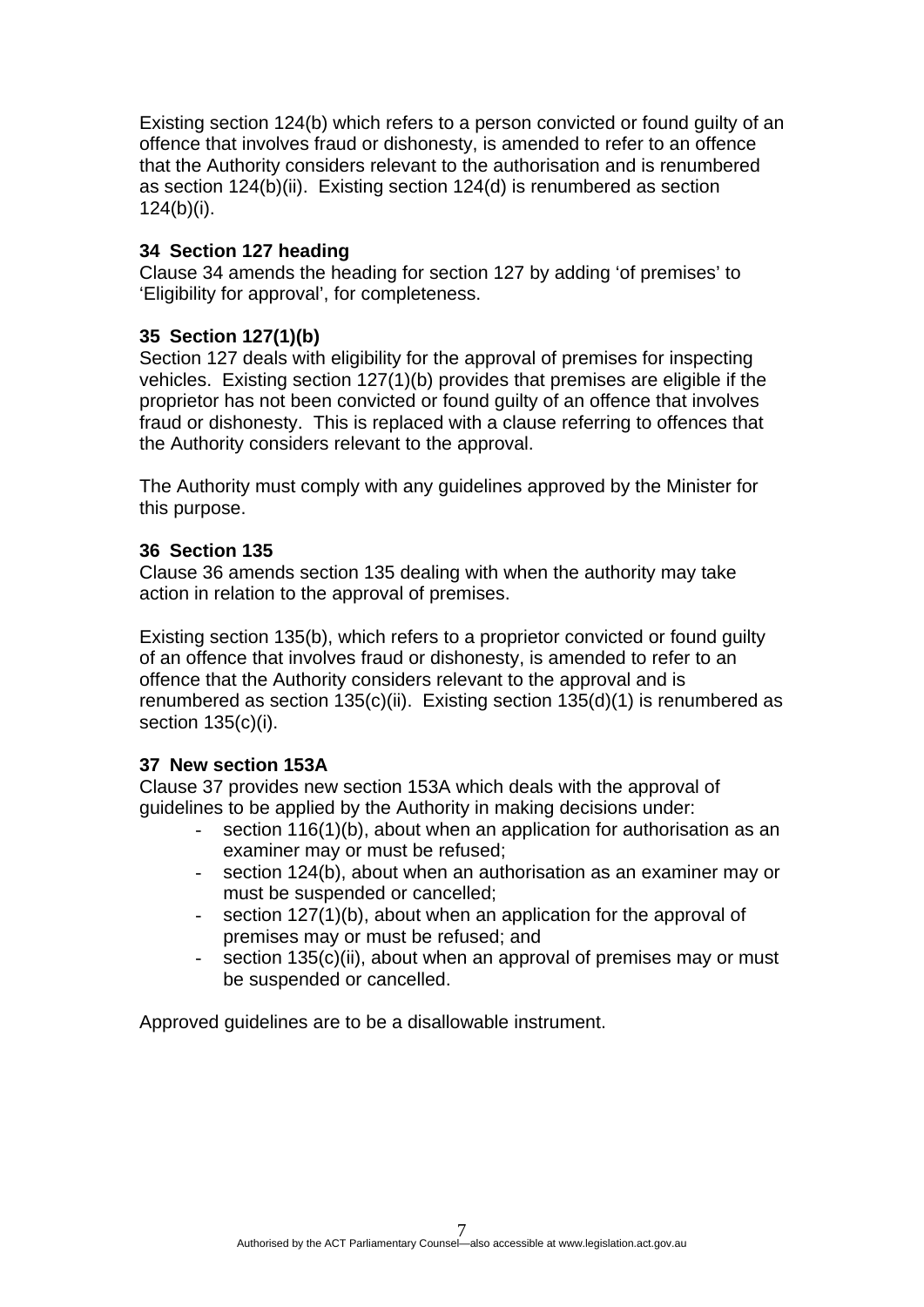Existing section 124(b) which refers to a person convicted or found guilty of an offence that involves fraud or dishonesty, is amended to refer to an offence that the Authority considers relevant to the authorisation and is renumbered as section 124(b)(ii). Existing section 124(d) is renumbered as section 124(b)(i).

**34 Section 127 heading**

Clause 34 amends the heading for section 127 by adding 'of premises' to 'Eligibility for approval', for completeness.

**35 Section 127(1)(b)**

Section 127 deals with eligibility for the approval of premises for inspecting vehicles. Existing section 127(1)(b) provides that premises are eligible if the proprietor has not been convicted or found guilty of an offence that involves fraud or dishonesty. This is replaced with a clause referring to offences that the Authority considers relevant to the approval.

The Authority must comply with any guidelines approved by the Minister for this purpose.

**36 Section 135**

Clause 36 amends section 135 dealing with when the authority may take action in relation to the approval of premises.

Existing section 135(b), which refers to a proprietor convicted or found guilty of an offence that involves fraud or dishonesty, is amended to refer to an offence that the Authority considers relevant to the approval and is renumbered as section 135(c)(ii). Existing section 135(d)(1) is renumbered as section 135(c)(i).

**37 New section 153A**

Clause 37 provides new section 153A which deals with the approval of guidelines to be applied by the Authority in making decisions under:

- section 116(1)(b), about when an application for authorisation as an examiner may or must be refused;
- section 124(b), about when an authorisation as an examiner may or must be suspended or cancelled;
- section 127(1)(b), about when an application for the approval of premises may or must be refused; and
- section 135(c)(ii), about when an approval of premises may or must be suspended or cancelled.

Approved guidelines are to be a disallowable instrument.